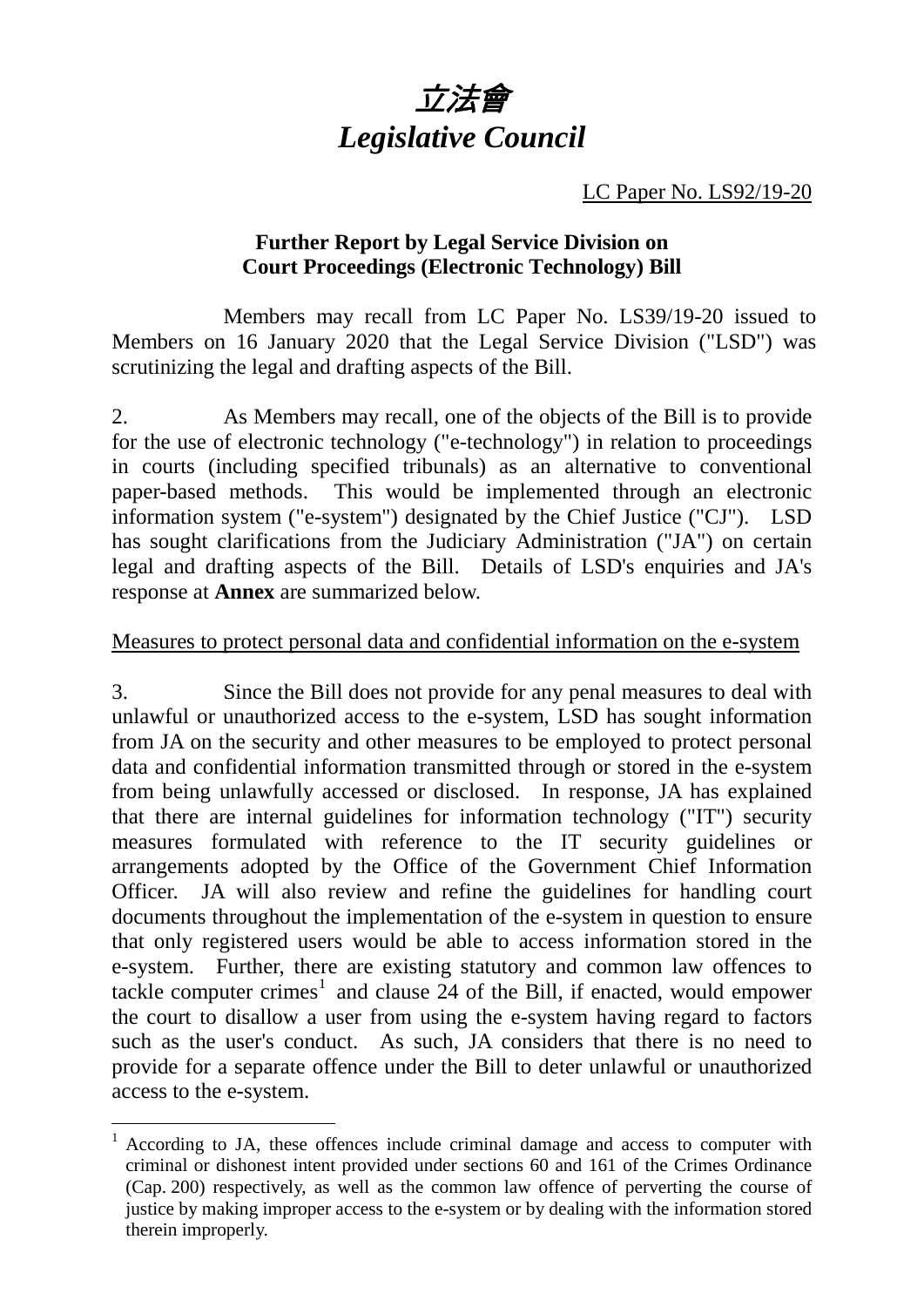# *立法會*
# *Legislative Council*

LC Paper No. LS92/19-20

**Further Report by Legal Service Division on Court Proceedings (Electronic Technology) Bill**

Members may recall from LC Paper No. LS39/19-20 issued to Members on 16 January 2020 that the Legal Service Division ("LSD") was scrutinizing the legal and drafting aspects of the Bill.

2. As Members may recall, one of the objects of the Bill is to provide for the use of electronic technology ("e-technology") in relation to proceedings in courts (including specified tribunals) as an alternative to conventional paper-based methods. This would be implemented through an electronic information system ("e-system") designated by the Chief Justice ("CJ"). LSD has sought clarifications from the Judiciary Administration ("JA") on certain legal and drafting aspects of the Bill. Details of LSD's enquiries and JA's response at **Annex** are summarized below.

Measures to protect personal data and confidential information on the e-system

3. Since the Bill does not provide for any penal measures to deal with unlawful or unauthorized access to the e-system, LSD has sought information from JA on the security and other measures to be employed to protect personal data and confidential information transmitted through or stored in the e-system from being unlawfully accessed or disclosed. In response, JA has explained that there are internal guidelines for information technology ("IT") security measures formulated with reference to the IT security guidelines or arrangements adopted by the Office of the Government Chief Information Officer. JA will also review and refine the guidelines for handling court documents throughout the implementation of the e-system in question to ensure that only registered users would be able to access information stored in the e-system. Further, there are existing statutory and common law offences to tackle computer crimes[1] and clause 24 of the Bill, if enacted, would empower the court to disallow a user from using the e-system having regard to factors such as the user's conduct. As such, JA considers that there is no need to provide for a separate offence under the Bill to deter unlawful or unauthorized access to the e-system.

---

[1] According to JA, these offences include criminal damage and access to computer with criminal or dishonest intent provided under sections 60 and 161 of the Crimes Ordinance (Cap. 200) respectively, as well as the common law offence of perverting the course of justice by making improper access to the e-system or by dealing with the information stored therein improperly.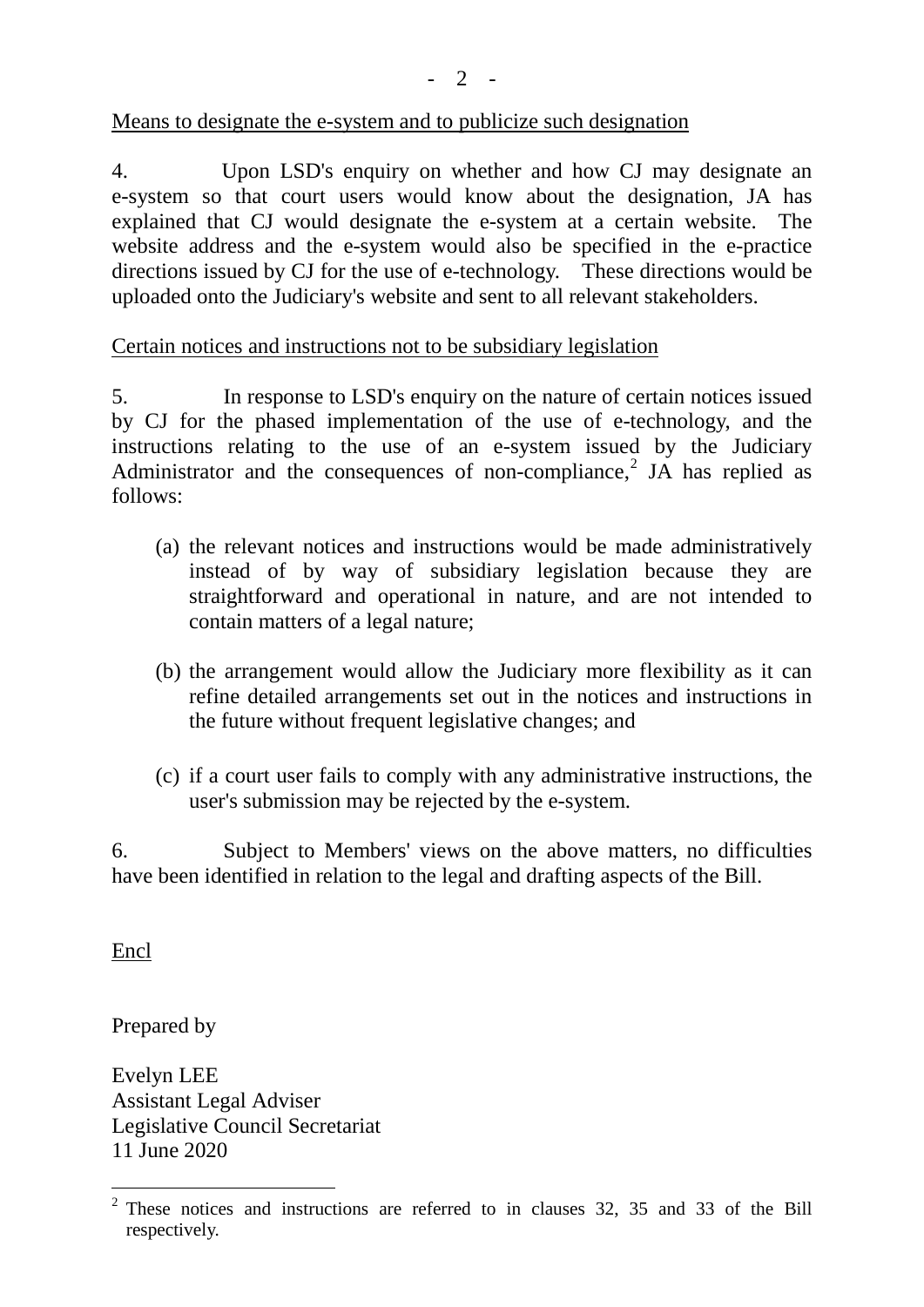<u>Means to designate the e-system and to publicize such designation</u>

4. Upon LSD's enquiry on whether and how CJ may designate an e-system so that court users would know about the designation, JA has explained that CJ would designate the e-system at a certain website. The website address and the e-system would also be specified in the e-practice directions issued by CJ for the use of e-technology. These directions would be uploaded onto the Judiciary's website and sent to all relevant stakeholders.

<u>Certain notices and instructions not to be subsidiary legislation</u>

5. In response to LSD's enquiry on the nature of certain notices issued by CJ for the phased implementation of the use of e-technology, and the instructions relating to the use of an e-system issued by the Judiciary Administrator and the consequences of non-compliance,[2] JA has replied as follows:

(a) the relevant notices and instructions would be made administratively instead of by way of subsidiary legislation because they are straightforward and operational in nature, and are not intended to contain matters of a legal nature;

(b) the arrangement would allow the Judiciary more flexibility as it can refine detailed arrangements set out in the notices and instructions in the future without frequent legislative changes; and

(c) if a court user fails to comply with any administrative instructions, the user's submission may be rejected by the e-system.

6. Subject to Members' views on the above matters, no difficulties have been identified in relation to the legal and drafting aspects of the Bill.

<u>Encl</u>

Prepared by

Evelyn LEE
Assistant Legal Adviser
Legislative Council Secretariat
11 June 2020

---

[2] These notices and instructions are referred to in clauses 32, 35 and 33 of the Bill respectively.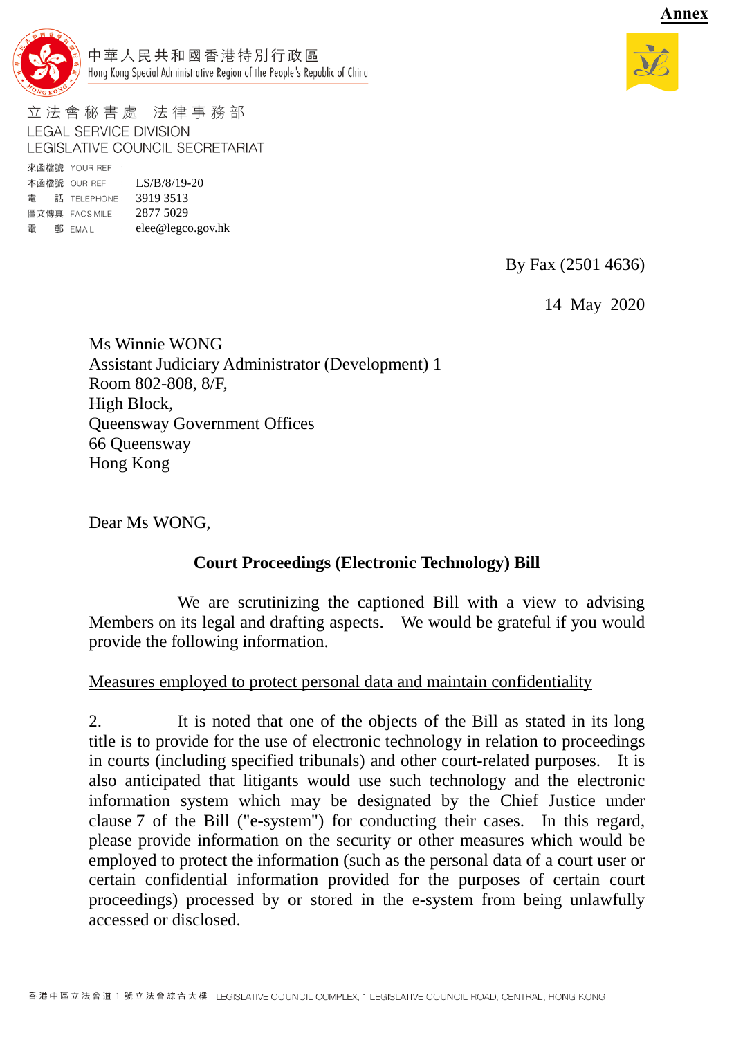**Annex**

中華人民共和國香港特別行政區
Hong Kong Special Administrative Region of the People's Republic of China

立法會秘書處　法律事務部
LEGAL SERVICE DIVISION
LEGISLATIVE COUNCIL SECRETARIAT

來函檔號 YOUR REF :
本函檔號 OUR REF : LS/B/8/19-20
電　話 TELEPHONE : 3919 3513
圖文傳真 FACSIMILE : 2877 5029
電　郵 EMAIL : elee@legco.gov.hk

By Fax (2501 4636)

14 May 2020

Ms Winnie WONG
Assistant Judiciary Administrator (Development) 1
Room 802-808, 8/F,
High Block,
Queensway Government Offices
66 Queensway
Hong Kong

Dear Ms WONG,

**Court Proceedings (Electronic Technology) Bill**

We are scrutinizing the captioned Bill with a view to advising Members on its legal and drafting aspects. We would be grateful if you would provide the following information.

Measures employed to protect personal data and maintain confidentiality

2. It is noted that one of the objects of the Bill as stated in its long title is to provide for the use of electronic technology in relation to proceedings in courts (including specified tribunals) and other court-related purposes. It is also anticipated that litigants would use such technology and the electronic information system which may be designated by the Chief Justice under clause 7 of the Bill ("e-system") for conducting their cases. In this regard, please provide information on the security or other measures which would be employed to protect the information (such as the personal data of a court user or certain confidential information provided for the purposes of certain court proceedings) processed by or stored in the e-system from being unlawfully accessed or disclosed.

香港中區立法會道 1 號立法會綜合大樓 LEGISLATIVE COUNCIL COMPLEX, 1 LEGISLATIVE COUNCIL ROAD, CENTRAL, HONG KONG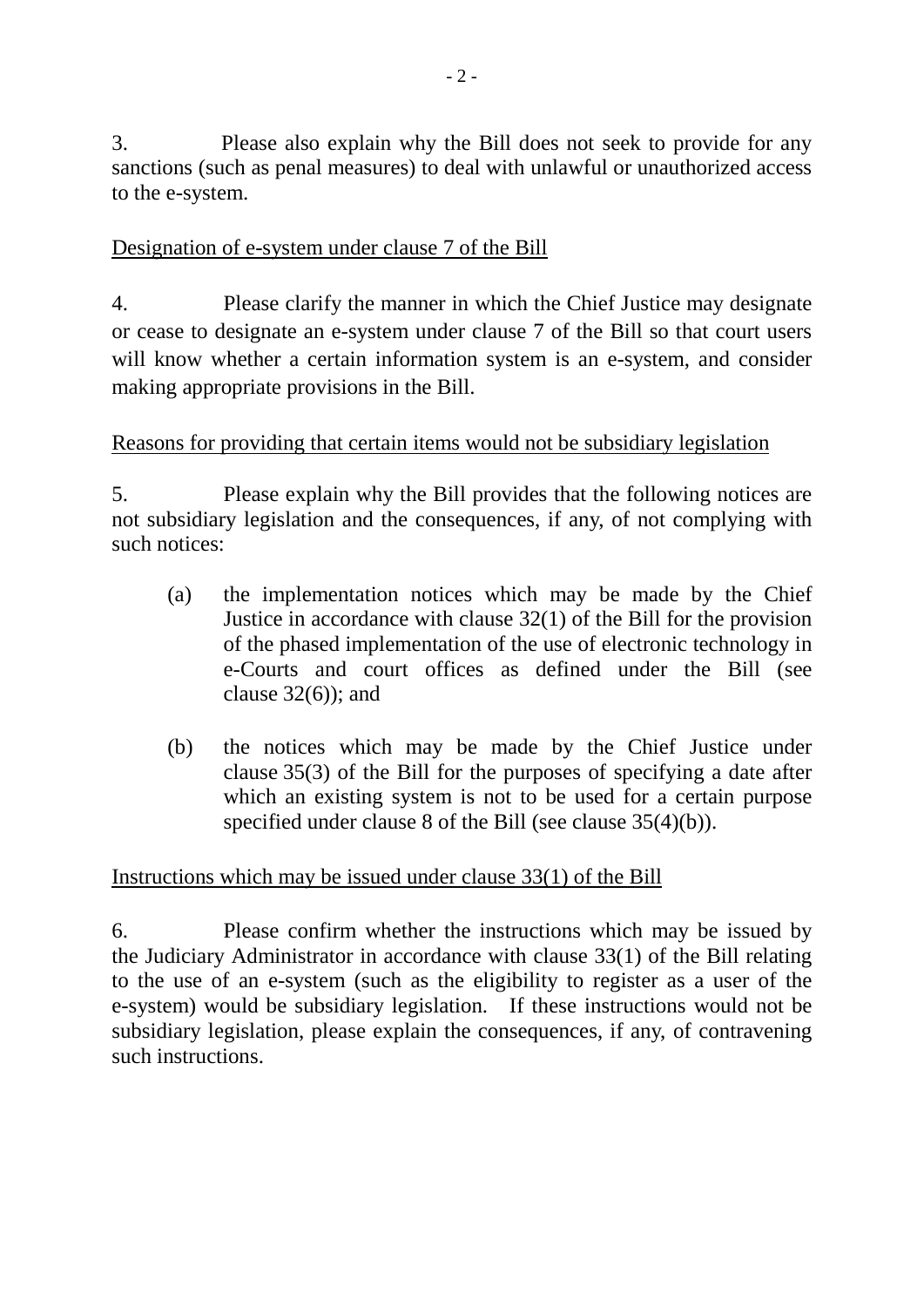3. Please also explain why the Bill does not seek to provide for any sanctions (such as penal measures) to deal with unlawful or unauthorized access to the e-system.

<u>Designation of e-system under clause 7 of the Bill</u>

4. Please clarify the manner in which the Chief Justice may designate or cease to designate an e-system under clause 7 of the Bill so that court users will know whether a certain information system is an e-system, and consider making appropriate provisions in the Bill.

<u>Reasons for providing that certain items would not be subsidiary legislation</u>

5. Please explain why the Bill provides that the following notices are not subsidiary legislation and the consequences, if any, of not complying with such notices:

(a) the implementation notices which may be made by the Chief Justice in accordance with clause 32(1) of the Bill for the provision of the phased implementation of the use of electronic technology in e-Courts and court offices as defined under the Bill (see clause 32(6)); and

(b) the notices which may be made by the Chief Justice under clause 35(3) of the Bill for the purposes of specifying a date after which an existing system is not to be used for a certain purpose specified under clause 8 of the Bill (see clause 35(4)(b)).

<u>Instructions which may be issued under clause 33(1) of the Bill</u>

6. Please confirm whether the instructions which may be issued by the Judiciary Administrator in accordance with clause 33(1) of the Bill relating to the use of an e-system (such as the eligibility to register as a user of the e-system) would be subsidiary legislation. If these instructions would not be subsidiary legislation, please explain the consequences, if any, of contravening such instructions.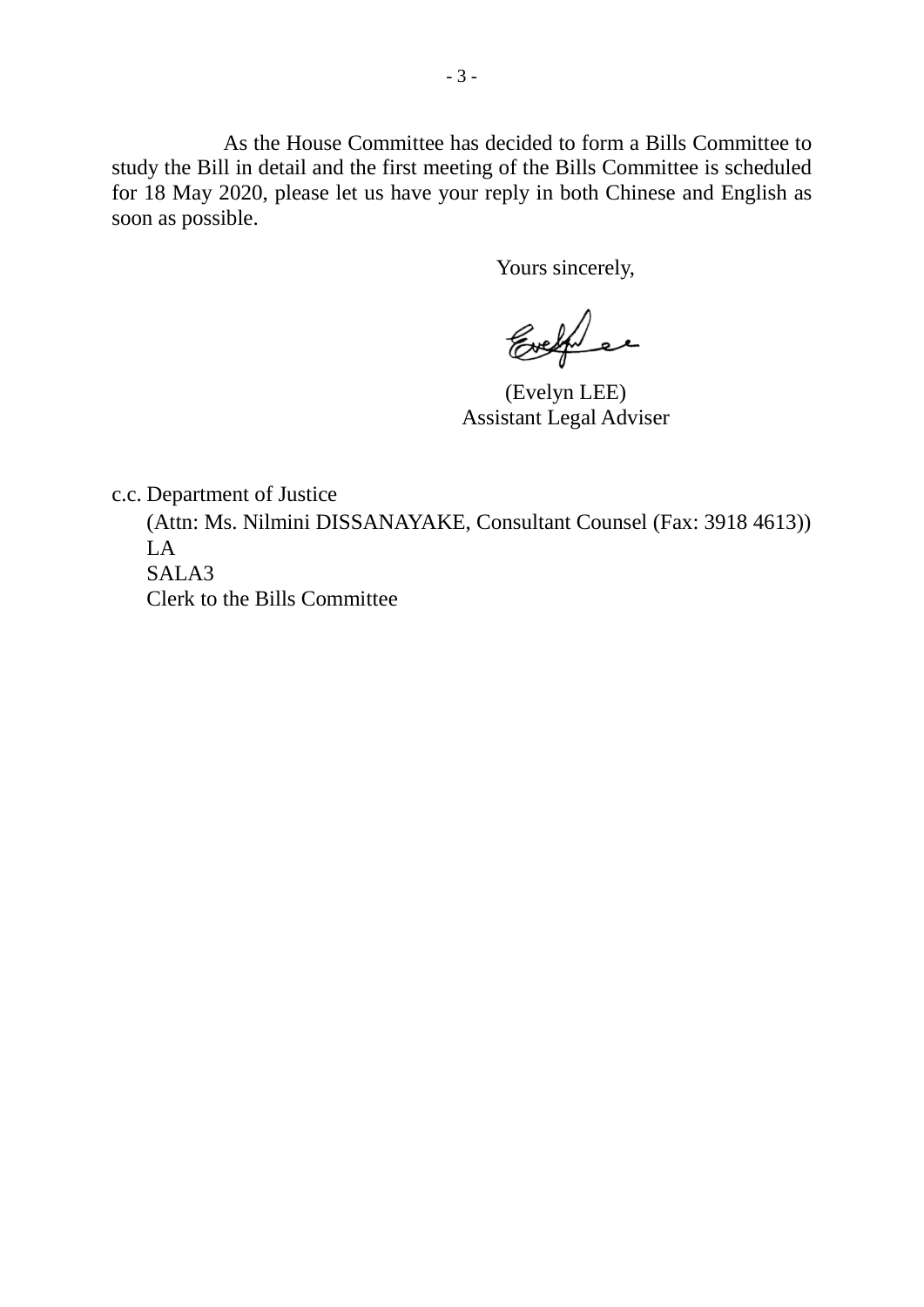As the House Committee has decided to form a Bills Committee to study the Bill in detail and the first meeting of the Bills Committee is scheduled for 18 May 2020, please let us have your reply in both Chinese and English as soon as possible.

Yours sincerely,

(Evelyn LEE)
Assistant Legal Adviser

c.c. Department of Justice
(Attn: Ms. Nilmini DISSANAYAKE, Consultant Counsel (Fax: 3918 4613))
LA
SALA3
Clerk to the Bills Committee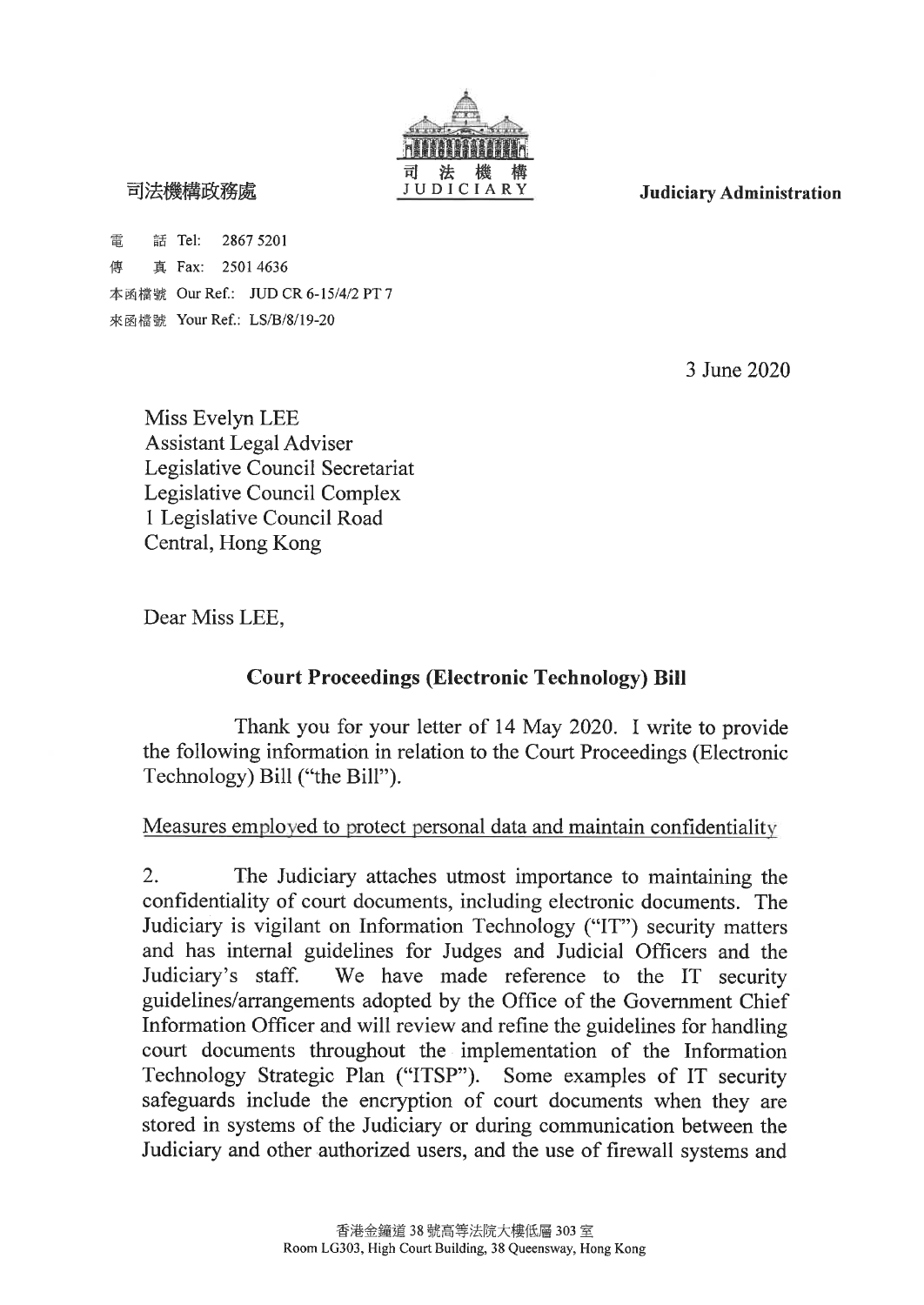司法機構政務處

司法機構
JUDICIARY

**Judiciary Administration**

電　話 Tel: 2867 5201
傳　真 Fax: 2501 4636
本函檔號 Our Ref.: JUD CR 6-15/4/2 PT 7
來函檔號 Your Ref.: LS/B/8/19-20

3 June 2020

Miss Evelyn LEE
Assistant Legal Adviser
Legislative Council Secretariat
Legislative Council Complex
1 Legislative Council Road
Central, Hong Kong

Dear Miss LEE,

**Court Proceedings (Electronic Technology) Bill**

Thank you for your letter of 14 May 2020. I write to provide the following information in relation to the Court Proceedings (Electronic Technology) Bill ("the Bill").

Measures employed to protect personal data and maintain confidentiality

2. The Judiciary attaches utmost importance to maintaining the confidentiality of court documents, including electronic documents. The Judiciary is vigilant on Information Technology ("IT") security matters and has internal guidelines for Judges and Judicial Officers and the Judiciary's staff. We have made reference to the IT security guidelines/arrangements adopted by the Office of the Government Chief Information Officer and will review and refine the guidelines for handling court documents throughout the implementation of the Information Technology Strategic Plan ("ITSP"). Some examples of IT security safeguards include the encryption of court documents when they are stored in systems of the Judiciary or during communication between the Judiciary and other authorized users, and the use of firewall systems and

香港金鐘道 38 號高等法院大樓低層 303 室
Room LG303, High Court Building, 38 Queensway, Hong Kong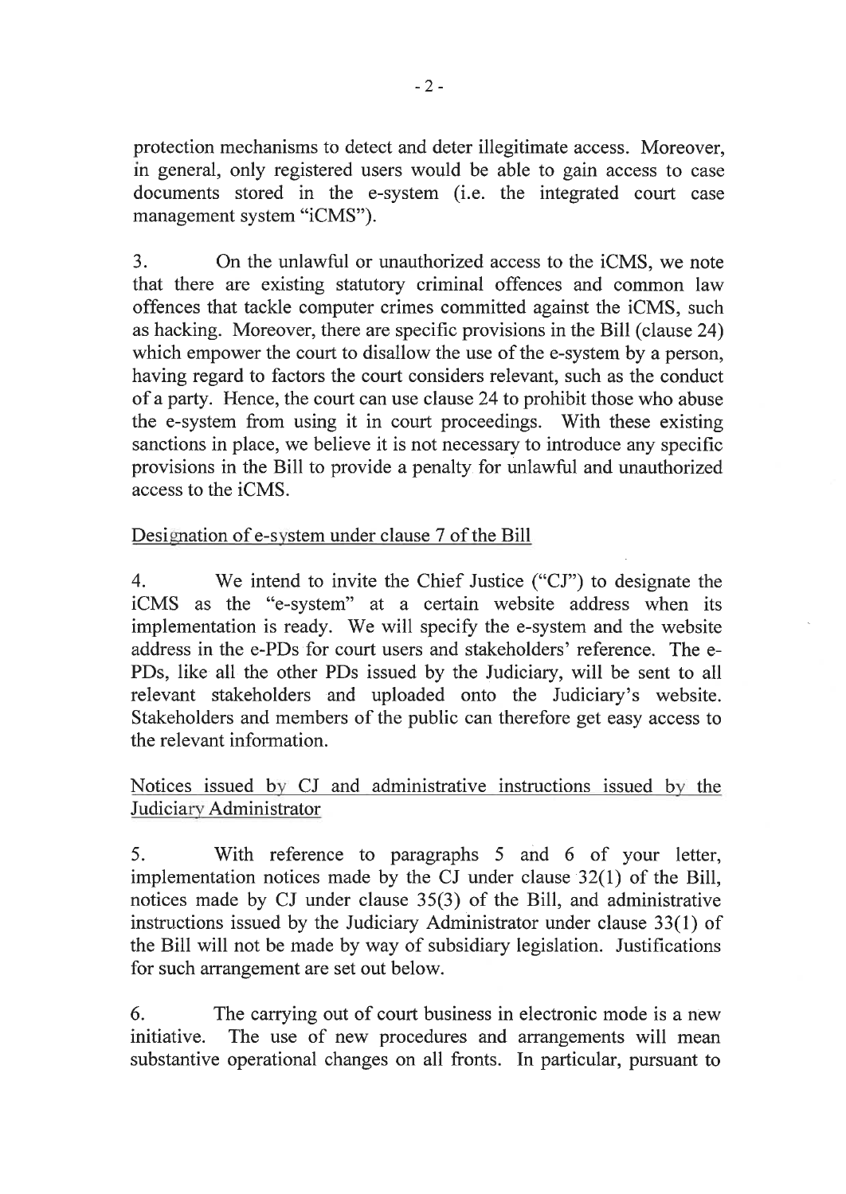protection mechanisms to detect and deter illegitimate access. Moreover, in general, only registered users would be able to gain access to case documents stored in the e-system (i.e. the integrated court case management system "iCMS").

3. On the unlawful or unauthorized access to the iCMS, we note that there are existing statutory criminal offences and common law offences that tackle computer crimes committed against the iCMS, such as hacking. Moreover, there are specific provisions in the Bill (clause 24) which empower the court to disallow the use of the e-system by a person, having regard to factors the court considers relevant, such as the conduct of a party. Hence, the court can use clause 24 to prohibit those who abuse the e-system from using it in court proceedings. With these existing sanctions in place, we believe it is not necessary to introduce any specific provisions in the Bill to provide a penalty for unlawful and unauthorized access to the iCMS.

<u>Designation of e-system under clause 7 of the Bill</u>

4. We intend to invite the Chief Justice ("CJ") to designate the iCMS as the "e-system" at a certain website address when its implementation is ready. We will specify the e-system and the website address in the e-PDs for court users and stakeholders' reference. The e-PDs, like all the other PDs issued by the Judiciary, will be sent to all relevant stakeholders and uploaded onto the Judiciary's website. Stakeholders and members of the public can therefore get easy access to the relevant information.

<u>Notices issued by CJ and administrative instructions issued by the Judiciary Administrator</u>

5. With reference to paragraphs 5 and 6 of your letter, implementation notices made by the CJ under clause 32(1) of the Bill, notices made by CJ under clause 35(3) of the Bill, and administrative instructions issued by the Judiciary Administrator under clause 33(1) of the Bill will not be made by way of subsidiary legislation. Justifications for such arrangement are set out below.

6. The carrying out of court business in electronic mode is a new initiative. The use of new procedures and arrangements will mean substantive operational changes on all fronts. In particular, pursuant to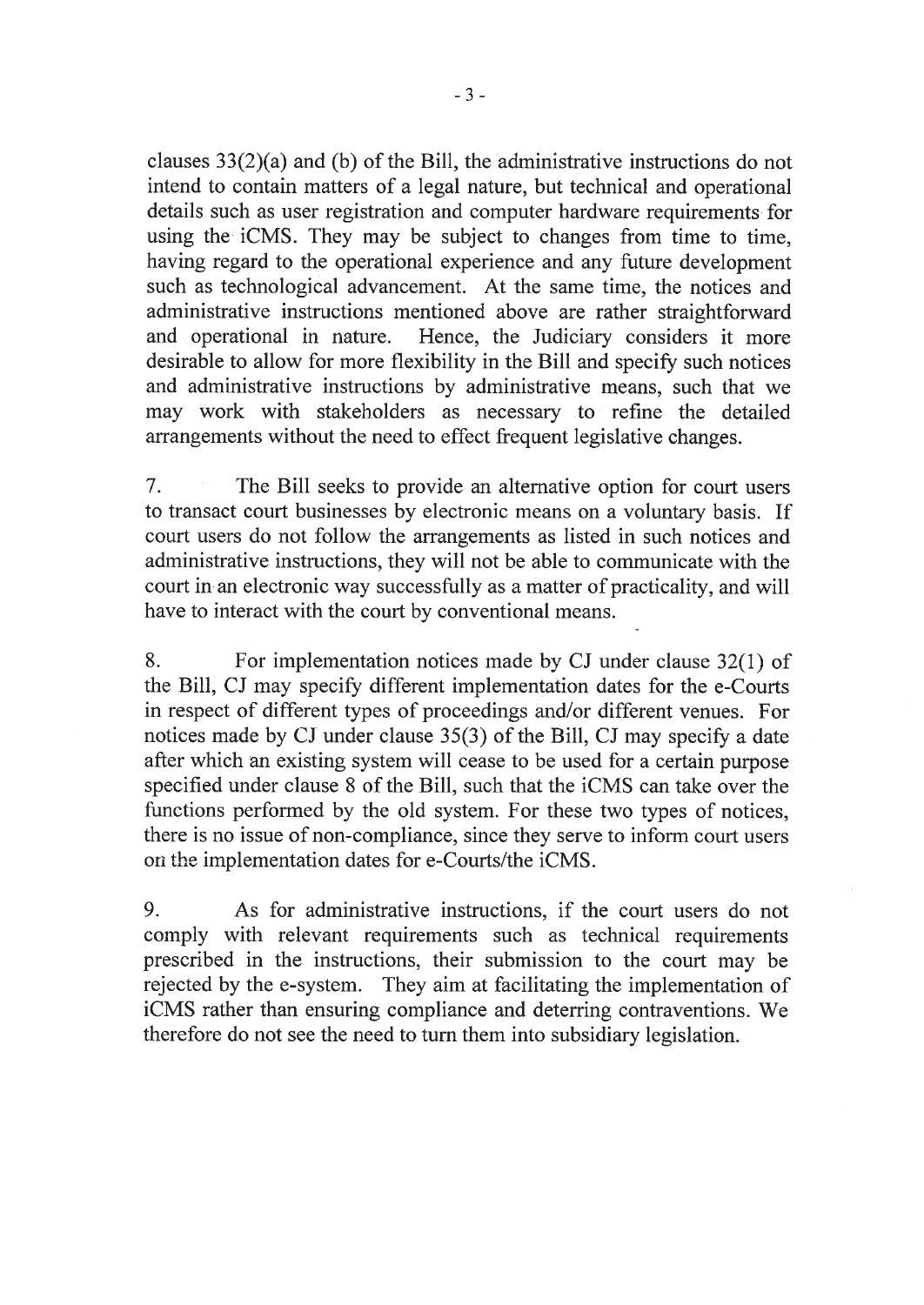clauses 33(2)(a) and (b) of the Bill, the administrative instructions do not intend to contain matters of a legal nature, but technical and operational details such as user registration and computer hardware requirements for using the iCMS. They may be subject to changes from time to time, having regard to the operational experience and any future development such as technological advancement. At the same time, the notices and administrative instructions mentioned above are rather straightforward and operational in nature. Hence, the Judiciary considers it more desirable to allow for more flexibility in the Bill and specify such notices and administrative instructions by administrative means, such that we may work with stakeholders as necessary to refine the detailed arrangements without the need to effect frequent legislative changes.

7. The Bill seeks to provide an alternative option for court users to transact court businesses by electronic means on a voluntary basis. If court users do not follow the arrangements as listed in such notices and administrative instructions, they will not be able to communicate with the court in an electronic way successfully as a matter of practicality, and will have to interact with the court by conventional means.

8. For implementation notices made by CJ under clause 32(1) of the Bill, CJ may specify different implementation dates for the e-Courts in respect of different types of proceedings and/or different venues. For notices made by CJ under clause 35(3) of the Bill, CJ may specify a date after which an existing system will cease to be used for a certain purpose specified under clause 8 of the Bill, such that the iCMS can take over the functions performed by the old system. For these two types of notices, there is no issue of non-compliance, since they serve to inform court users on the implementation dates for e-Courts/the iCMS.

9. As for administrative instructions, if the court users do not comply with relevant requirements such as technical requirements prescribed in the instructions, their submission to the court may be rejected by the e-system. They aim at facilitating the implementation of iCMS rather than ensuring compliance and deterring contraventions. We therefore do not see the need to turn them into subsidiary legislation.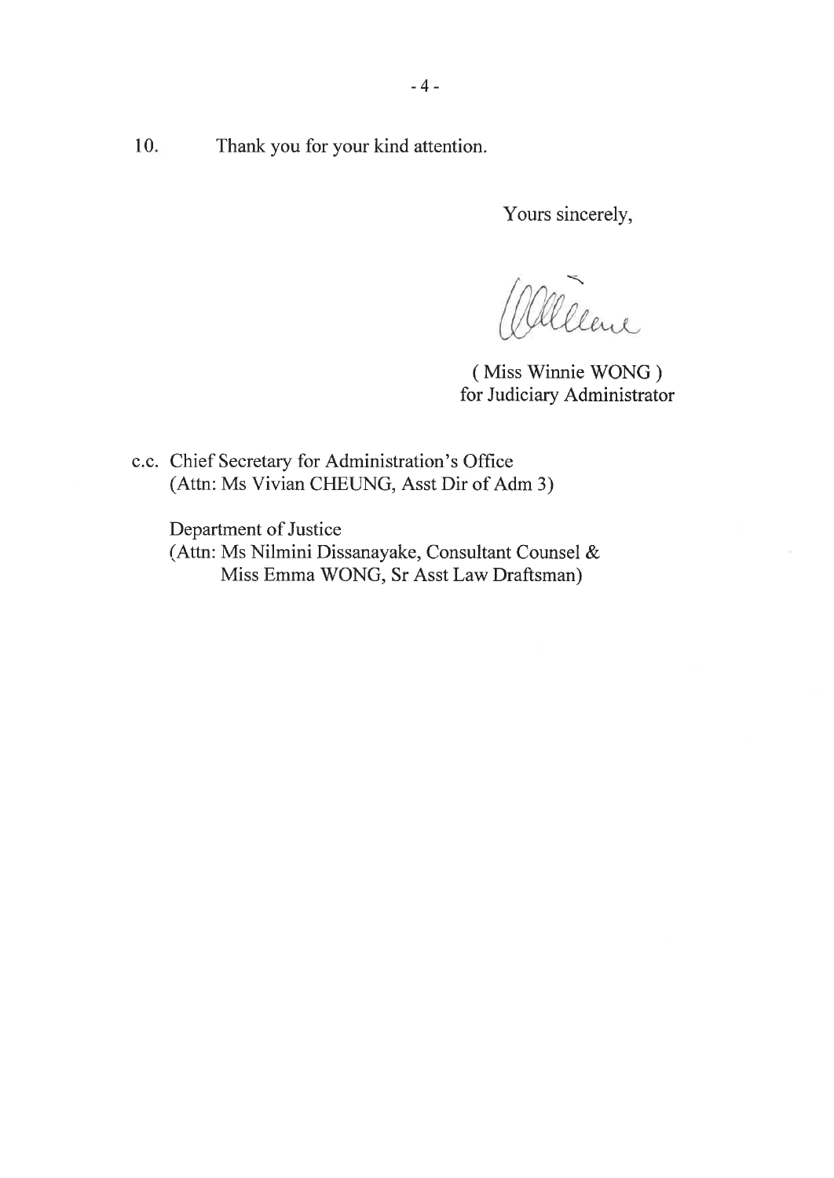10. Thank you for your kind attention.

Yours sincerely,

( Miss Winnie WONG )
for Judiciary Administrator

c.c. Chief Secretary for Administration's Office
(Attn: Ms Vivian CHEUNG, Asst Dir of Adm 3)

Department of Justice
(Attn: Ms Nilmini Dissanayake, Consultant Counsel &
Miss Emma WONG, Sr Asst Law Draftsman)